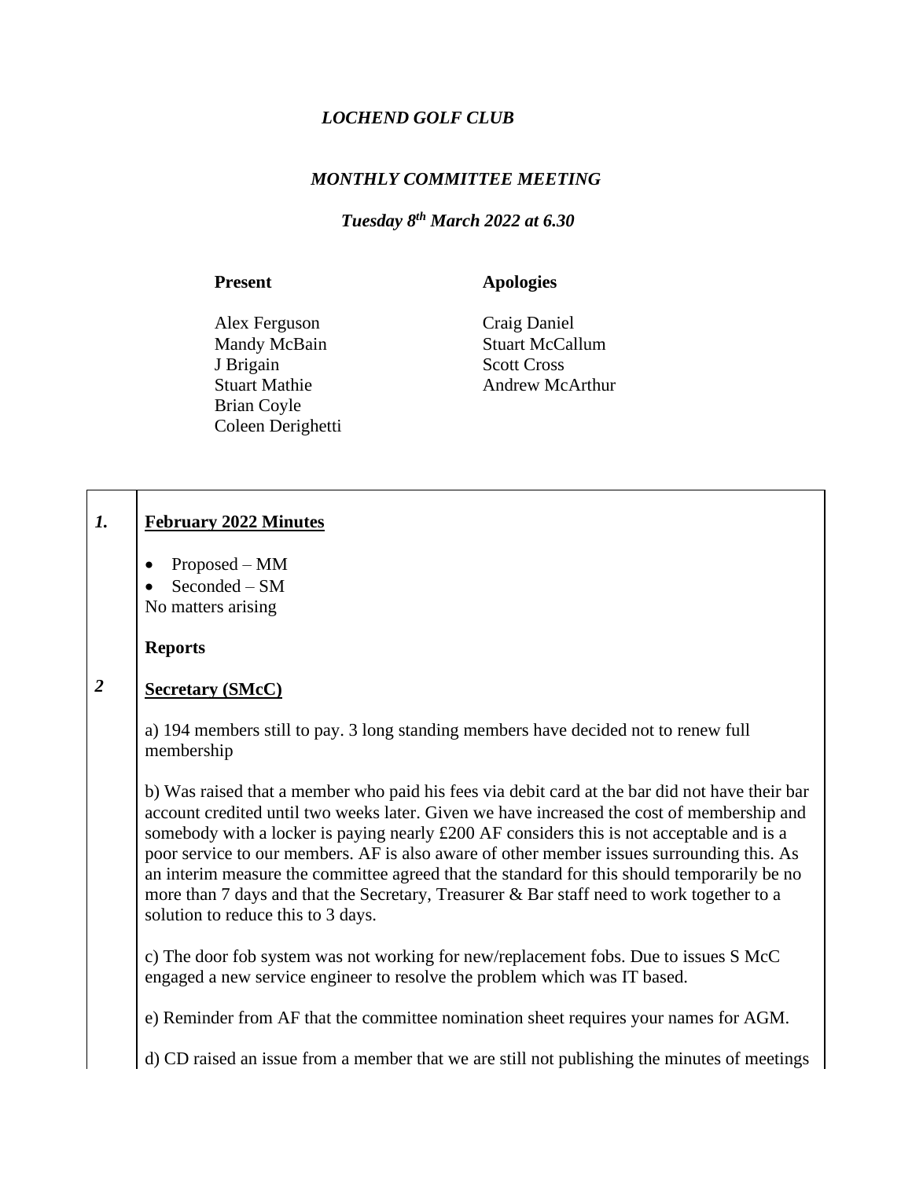*LOCHEND GOLF CLUB*

*MONTHLY COMMITTEE MEETING*

*Tuesday 8th March 2022 at 6.30*

| **Present** | **Apologies** |
|---|---|
| Alex Ferguson | Craig Daniel |
| Mandy McBain | Stuart McCallum |
| J Brigain | Scott Cross |
| Stuart Mathie | Andrew McArthur |
| Brian Coyle | |
| Coleen Derighetti | |

***1.*** **February 2022 Minutes**

- Proposed – MM
- Seconded – SM

No matters arising

**Reports**

***2*** **Secretary (SMcC)**

a) 194 members still to pay. 3 long standing members have decided not to renew full membership

b) Was raised that a member who paid his fees via debit card at the bar did not have their bar account credited until two weeks later. Given we have increased the cost of membership and somebody with a locker is paying nearly £200 AF considers this is not acceptable and is a poor service to our members. AF is also aware of other member issues surrounding this. As an interim measure the committee agreed that the standard for this should temporarily be no more than 7 days and that the Secretary, Treasurer & Bar staff need to work together to a solution to reduce this to 3 days.

c) The door fob system was not working for new/replacement fobs. Due to issues S McC engaged a new service engineer to resolve the problem which was IT based.

e) Reminder from AF that the committee nomination sheet requires your names for AGM.

d) CD raised an issue from a member that we are still not publishing the minutes of meetings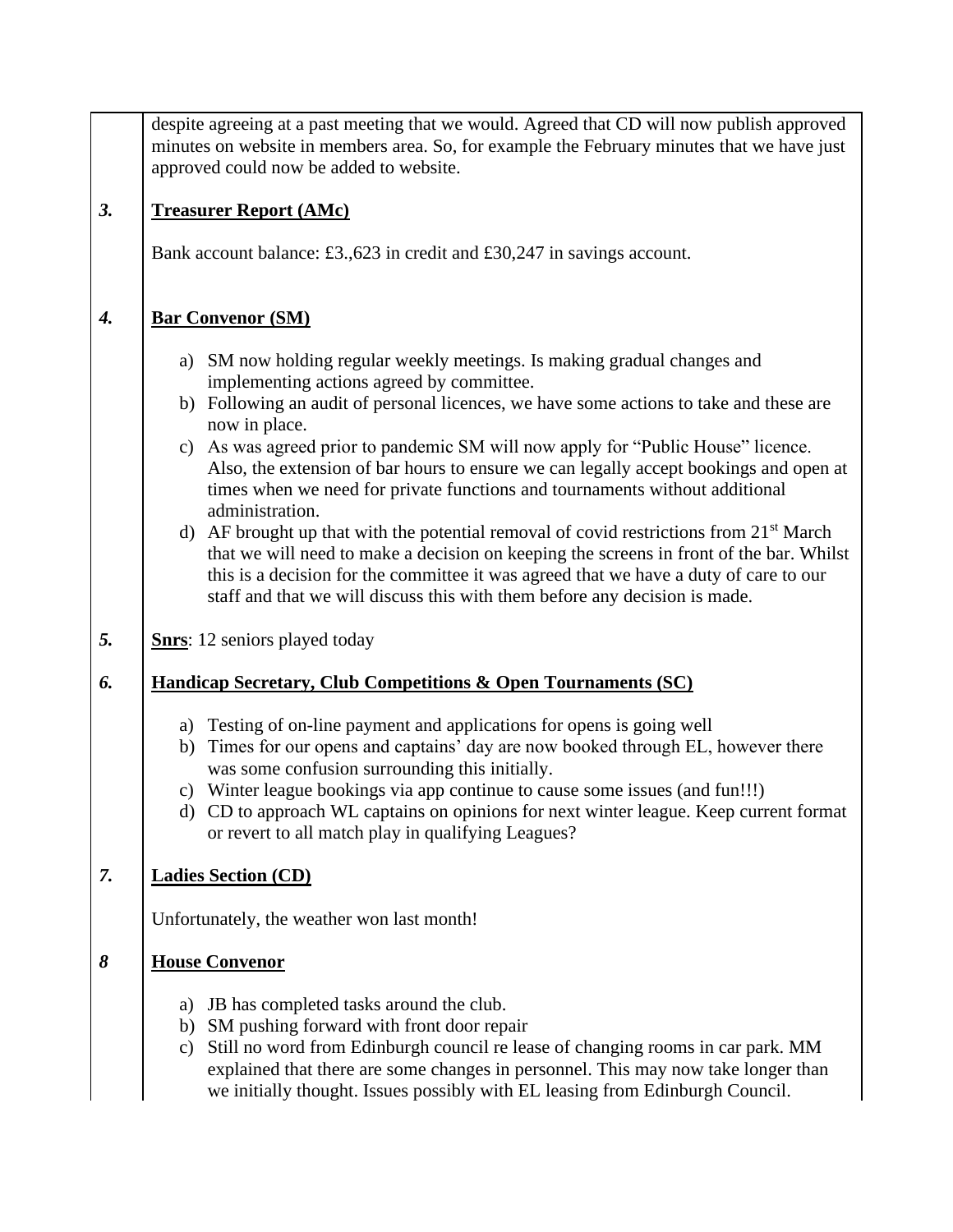despite agreeing at a past meeting that we would. Agreed that CD will now publish approved minutes on website in members area. So, for example the February minutes that we have just approved could now be added to website.

***3.*** **Treasurer Report (AMc)**

Bank account balance: £3.,623 in credit and £30,247 in savings account.

***4.*** **Bar Convenor (SM)**

a) SM now holding regular weekly meetings. Is making gradual changes and implementing actions agreed by committee.
b) Following an audit of personal licences, we have some actions to take and these are now in place.
c) As was agreed prior to pandemic SM will now apply for "Public House" licence. Also, the extension of bar hours to ensure we can legally accept bookings and open at times when we need for private functions and tournaments without additional administration.
d) AF brought up that with the potential removal of covid restrictions from 21st March that we will need to make a decision on keeping the screens in front of the bar. Whilst this is a decision for the committee it was agreed that we have a duty of care to our staff and that we will discuss this with them before any decision is made.

***5.*** **Snrs**: 12 seniors played today

***6.*** **Handicap Secretary, Club Competitions & Open Tournaments (SC)**

a) Testing of on-line payment and applications for opens is going well
b) Times for our opens and captains' day are now booked through EL, however there was some confusion surrounding this initially.
c) Winter league bookings via app continue to cause some issues (and fun!!!)
d) CD to approach WL captains on opinions for next winter league. Keep current format or revert to all match play in qualifying Leagues?

***7.*** **Ladies Section (CD)**

Unfortunately, the weather won last month!

***8*** **House Convenor**

a) JB has completed tasks around the club.
b) SM pushing forward with front door repair
c) Still no word from Edinburgh council re lease of changing rooms in car park. MM explained that there are some changes in personnel. This may now take longer than we initially thought. Issues possibly with EL leasing from Edinburgh Council.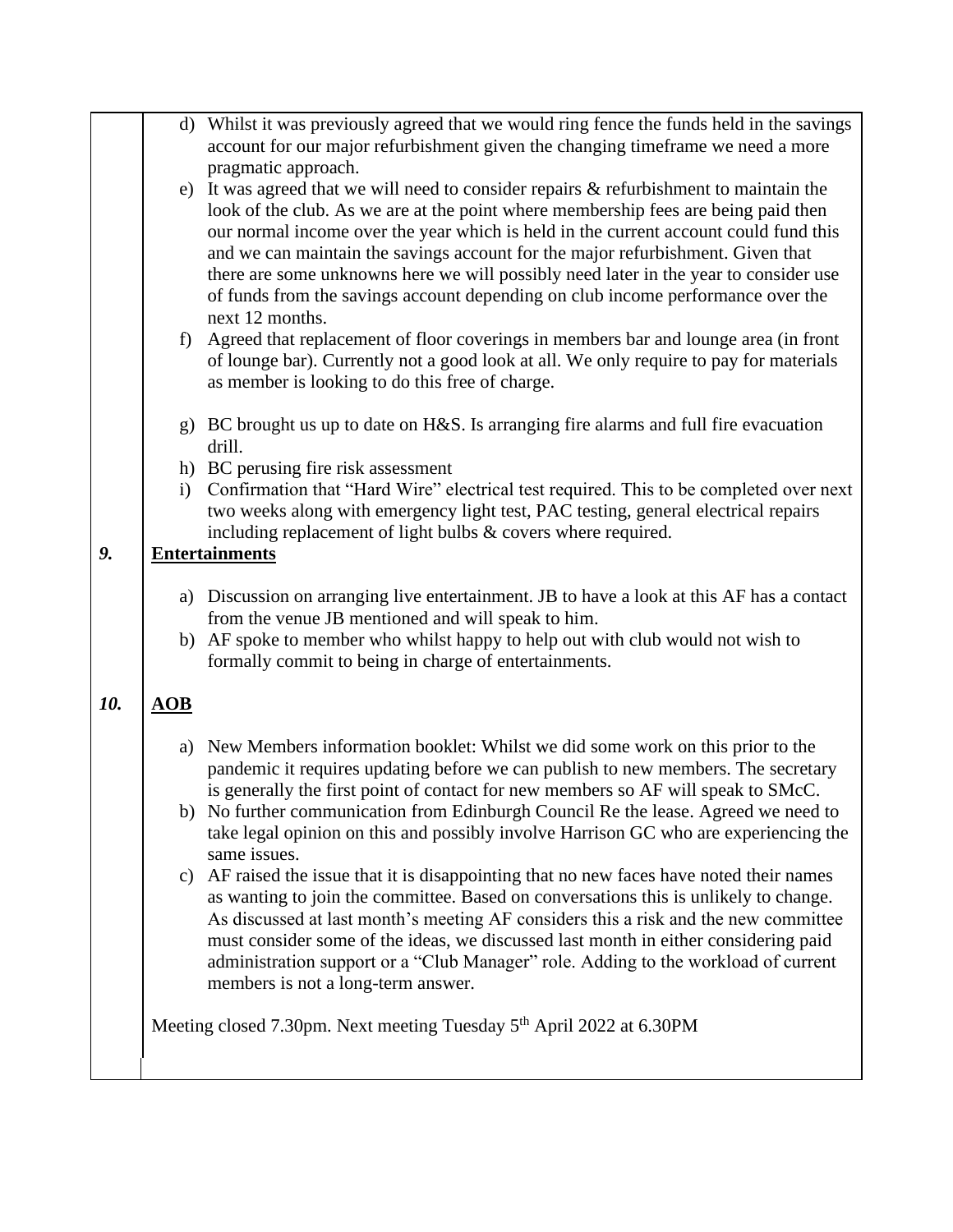d) Whilst it was previously agreed that we would ring fence the funds held in the savings account for our major refurbishment given the changing timeframe we need a more pragmatic approach.

e) It was agreed that we will need to consider repairs & refurbishment to maintain the look of the club. As we are at the point where membership fees are being paid then our normal income over the year which is held in the current account could fund this and we can maintain the savings account for the major refurbishment. Given that there are some unknowns here we will possibly need later in the year to consider use of funds from the savings account depending on club income performance over the next 12 months.

f) Agreed that replacement of floor coverings in members bar and lounge area (in front of lounge bar). Currently not a good look at all. We only require to pay for materials as member is looking to do this free of charge.

g) BC brought us up to date on H&S. Is arranging fire alarms and full fire evacuation drill.

h) BC perusing fire risk assessment

i) Confirmation that "Hard Wire" electrical test required. This to be completed over next two weeks along with emergency light test, PAC testing, general electrical repairs including replacement of light bulbs & covers where required.

## *9.* Entertainments

a) Discussion on arranging live entertainment. JB to have a look at this AF has a contact from the venue JB mentioned and will speak to him.

b) AF spoke to member who whilst happy to help out with club would not wish to formally commit to being in charge of entertainments.

## *10.* AOB

a) New Members information booklet: Whilst we did some work on this prior to the pandemic it requires updating before we can publish to new members. The secretary is generally the first point of contact for new members so AF will speak to SMcC.

b) No further communication from Edinburgh Council Re the lease. Agreed we need to take legal opinion on this and possibly involve Harrison GC who are experiencing the same issues.

c) AF raised the issue that it is disappointing that no new faces have noted their names as wanting to join the committee. Based on conversations this is unlikely to change. As discussed at last month's meeting AF considers this a risk and the new committee must consider some of the ideas, we discussed last month in either considering paid administration support or a "Club Manager" role. Adding to the workload of current members is not a long-term answer.

Meeting closed 7.30pm. Next meeting Tuesday 5th April 2022 at 6.30PM